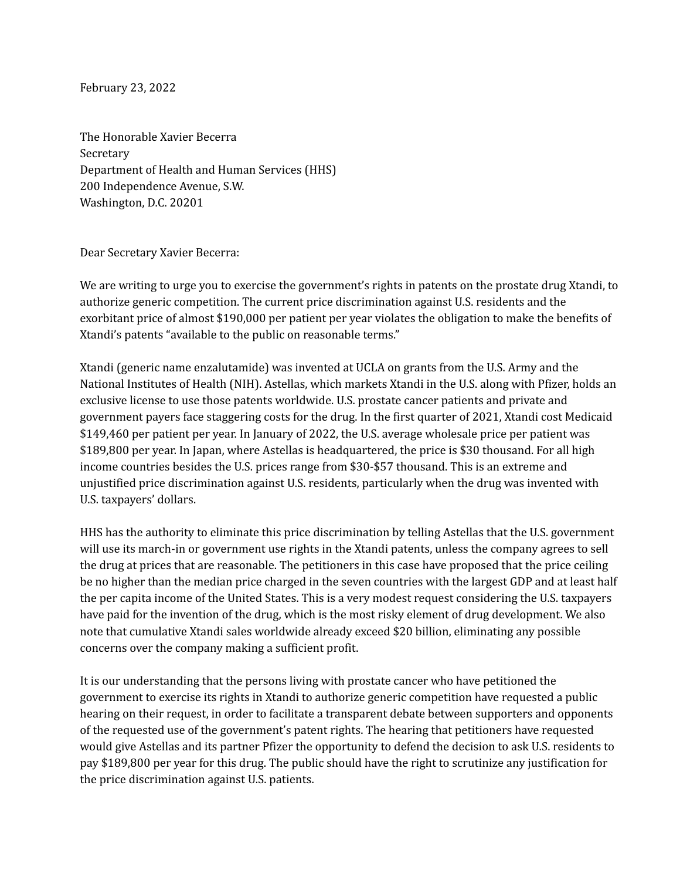February 23, 2022

The Honorable Xavier Becerra  
Secretary  
Department of Health and Human Services (HHS)  
200 Independence Avenue, S.W.  
Washington, D.C. 20201

Dear Secretary Xavier Becerra:

We are writing to urge you to exercise the government's rights in patents on the prostate drug Xtandi, to authorize generic competition. The current price discrimination against U.S. residents and the exorbitant price of almost $190,000 per patient per year violates the obligation to make the benefits of Xtandi's patents "available to the public on reasonable terms."

Xtandi (generic name enzalutamide) was invented at UCLA on grants from the U.S. Army and the National Institutes of Health (NIH). Astellas, which markets Xtandi in the U.S. along with Pfizer, holds an exclusive license to use those patents worldwide. U.S. prostate cancer patients and private and government payers face staggering costs for the drug. In the first quarter of 2021, Xtandi cost Medicaid $149,460 per patient per year. In January of 2022, the U.S. average wholesale price per patient was $189,800 per year. In Japan, where Astellas is headquartered, the price is $30 thousand. For all high income countries besides the U.S. prices range from $30-$57 thousand. This is an extreme and unjustified price discrimination against U.S. residents, particularly when the drug was invented with U.S. taxpayers' dollars.

HHS has the authority to eliminate this price discrimination by telling Astellas that the U.S. government will use its march-in or government use rights in the Xtandi patents, unless the company agrees to sell the drug at prices that are reasonable. The petitioners in this case have proposed that the price ceiling be no higher than the median price charged in the seven countries with the largest GDP and at least half the per capita income of the United States. This is a very modest request considering the U.S. taxpayers have paid for the invention of the drug, which is the most risky element of drug development. We also note that cumulative Xtandi sales worldwide already exceed $20 billion, eliminating any possible concerns over the company making a sufficient profit.

It is our understanding that the persons living with prostate cancer who have petitioned the government to exercise its rights in Xtandi to authorize generic competition have requested a public hearing on their request, in order to facilitate a transparent debate between supporters and opponents of the requested use of the government's patent rights. The hearing that petitioners have requested would give Astellas and its partner Pfizer the opportunity to defend the decision to ask U.S. residents to pay $189,800 per year for this drug. The public should have the right to scrutinize any justification for the price discrimination against U.S. patients.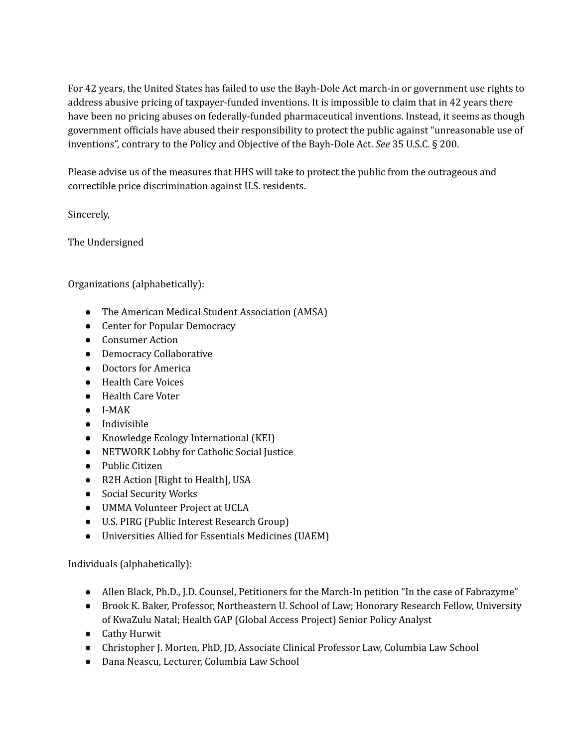For 42 years, the United States has failed to use the Bayh-Dole Act march-in or government use rights to address abusive pricing of taxpayer-funded inventions. It is impossible to claim that in 42 years there have been no pricing abuses on federally-funded pharmaceutical inventions. Instead, it seems as though government officials have abused their responsibility to protect the public against "unreasonable use of inventions", contrary to the Policy and Objective of the Bayh-Dole Act. *See* 35 U.S.C. § 200.

Please advise us of the measures that HHS will take to protect the public from the outrageous and correctible price discrimination against U.S. residents.

Sincerely,

The Undersigned

Organizations (alphabetically):

- The American Medical Student Association (AMSA)
- Center for Popular Democracy
- Consumer Action
- Democracy Collaborative
- Doctors for America
- Health Care Voices
- Health Care Voter
- I-MAK
- Indivisible
- Knowledge Ecology International (KEI)
- NETWORK Lobby for Catholic Social Justice
- Public Citizen
- R2H Action [Right to Health], USA
- Social Security Works
- UMMA Volunteer Project at UCLA
- U.S. PIRG (Public Interest Research Group)
- Universities Allied for Essentials Medicines (UAEM)

Individuals (alphabetically):

- Allen Black, Ph.D., J.D. Counsel, Petitioners for the March-In petition "In the case of Fabrazyme"
- Brook K. Baker, Professor, Northeastern U. School of Law; Honorary Research Fellow, University of KwaZulu Natal; Health GAP (Global Access Project) Senior Policy Analyst
- Cathy Hurwit
- Christopher J. Morten, PhD, JD, Associate Clinical Professor Law, Columbia Law School
- Dana Neascu, Lecturer, Columbia Law School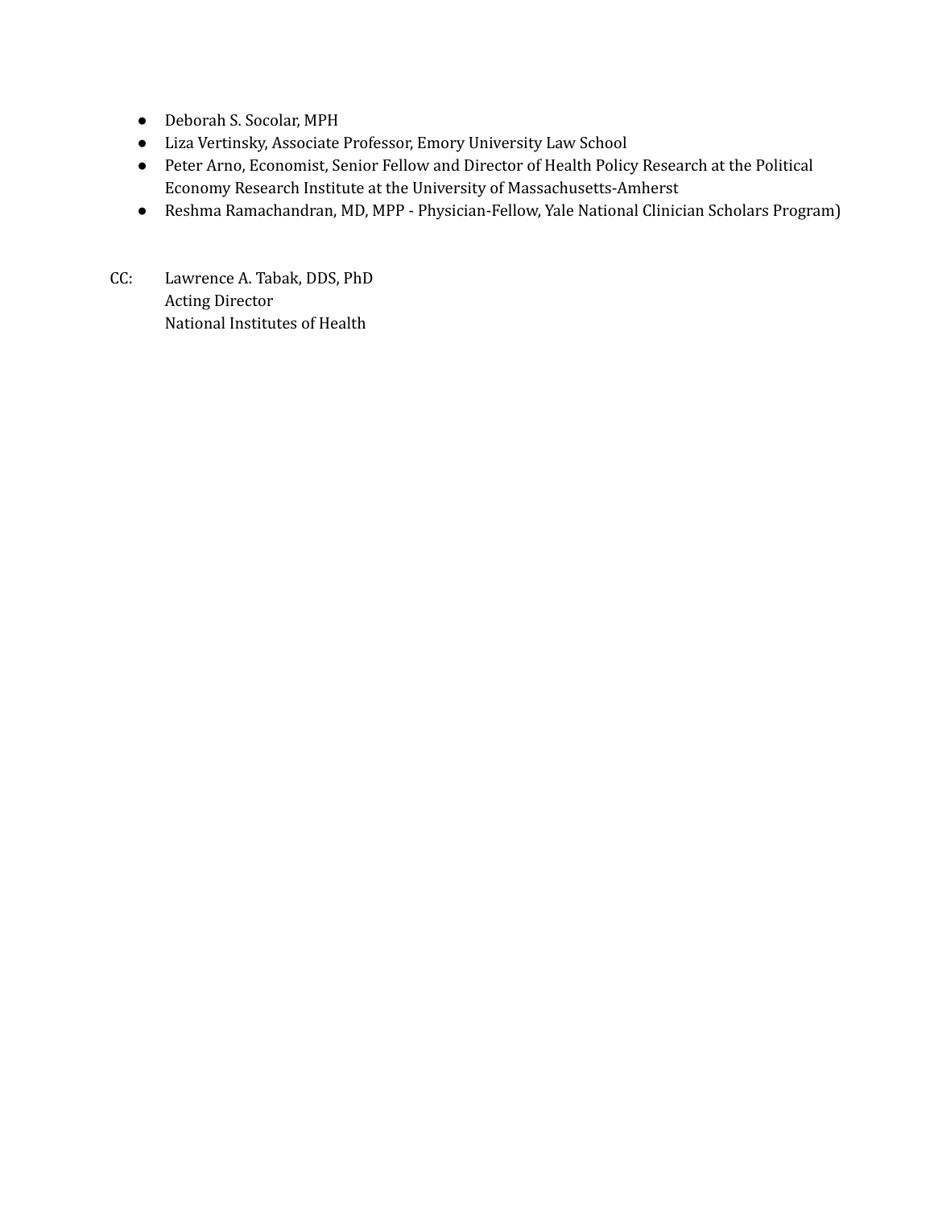- Deborah S. Socolar, MPH
- Liza Vertinsky, Associate Professor, Emory University Law School
- Peter Arno, Economist, Senior Fellow and Director of Health Policy Research at the Political Economy Research Institute at the University of Massachusetts-Amherst
- Reshma Ramachandran, MD, MPP - Physician-Fellow, Yale National Clinician Scholars Program)

CC: Lawrence A. Tabak, DDS, PhD
Acting Director
National Institutes of Health